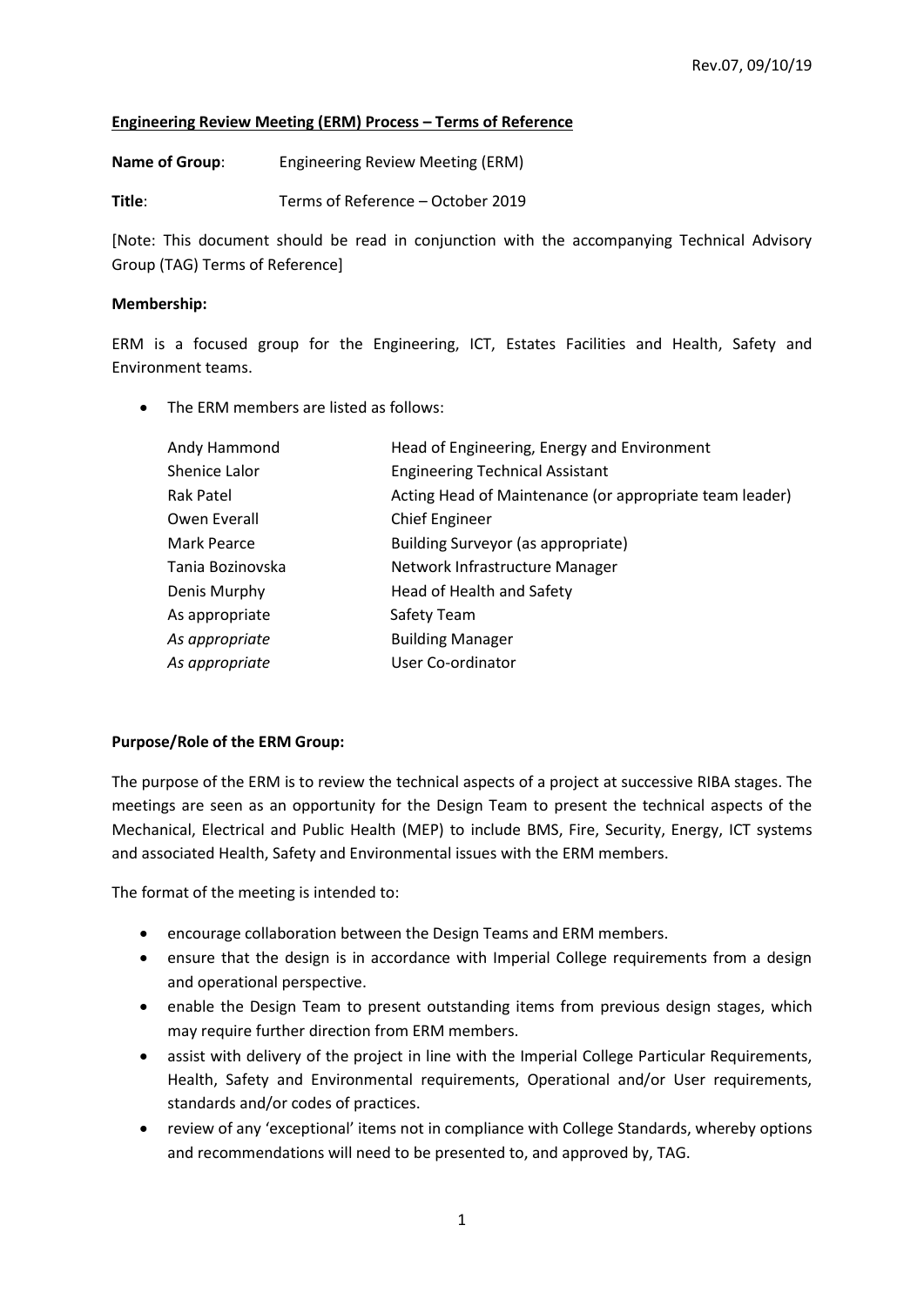Rev.07, 09/10/19

**Engineering Review Meeting (ERM) Process – Terms of Reference**

**Name of Group**: Engineering Review Meeting (ERM)

**Title**: Terms of Reference – October 2019

[Note: This document should be read in conjunction with the accompanying Technical Advisory Group (TAG) Terms of Reference]

**Membership:**

ERM is a focused group for the Engineering, ICT, Estates Facilities and Health, Safety and Environment teams.

- The ERM members are listed as follows:

| | |
|---|---|
| Andy Hammond | Head of Engineering, Energy and Environment |
| Shenice Lalor | Engineering Technical Assistant |
| Rak Patel | Acting Head of Maintenance (or appropriate team leader) |
| Owen Everall | Chief Engineer |
| Mark Pearce | Building Surveyor (as appropriate) |
| Tania Bozinovska | Network Infrastructure Manager |
| Denis Murphy | Head of Health and Safety |
| As appropriate | Safety Team |
| *As appropriate* | Building Manager |
| *As appropriate* | User Co-ordinator |

**Purpose/Role of the ERM Group:**

The purpose of the ERM is to review the technical aspects of a project at successive RIBA stages. The meetings are seen as an opportunity for the Design Team to present the technical aspects of the Mechanical, Electrical and Public Health (MEP) to include BMS, Fire, Security, Energy, ICT systems and associated Health, Safety and Environmental issues with the ERM members.

The format of the meeting is intended to:

- encourage collaboration between the Design Teams and ERM members.
- ensure that the design is in accordance with Imperial College requirements from a design and operational perspective.
- enable the Design Team to present outstanding items from previous design stages, which may require further direction from ERM members.
- assist with delivery of the project in line with the Imperial College Particular Requirements, Health, Safety and Environmental requirements, Operational and/or User requirements, standards and/or codes of practices.
- review of any 'exceptional' items not in compliance with College Standards, whereby options and recommendations will need to be presented to, and approved by, TAG.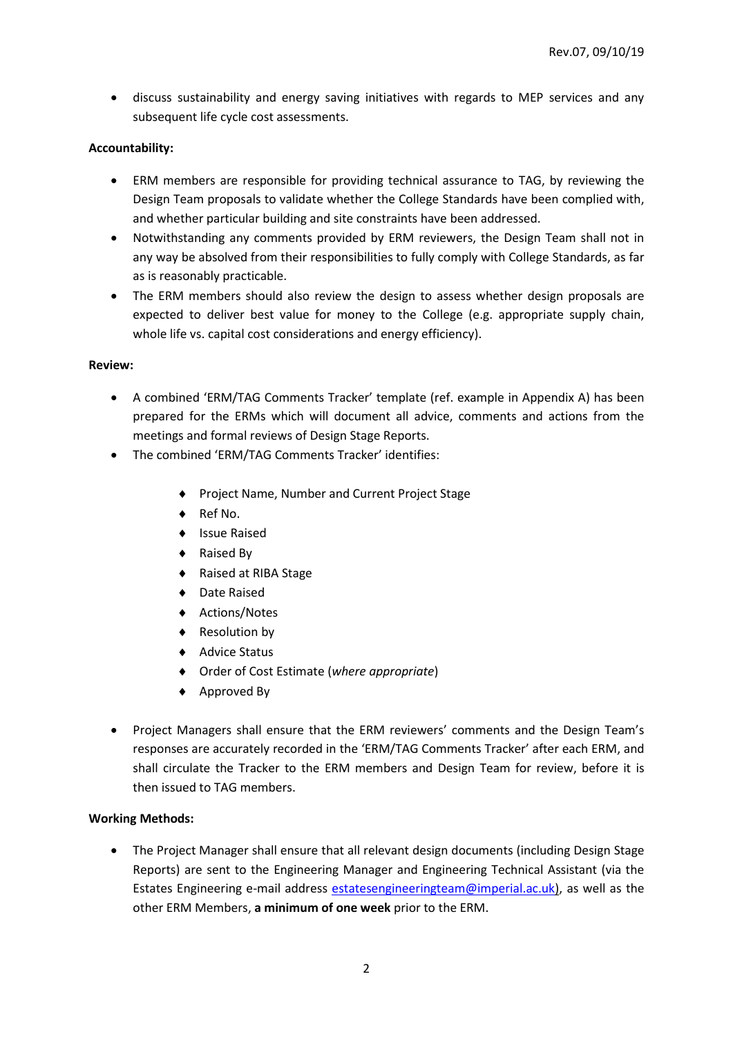- discuss sustainability and energy saving initiatives with regards to MEP services and any subsequent life cycle cost assessments.

**Accountability:**

- ERM members are responsible for providing technical assurance to TAG, by reviewing the Design Team proposals to validate whether the College Standards have been complied with, and whether particular building and site constraints have been addressed.
- Notwithstanding any comments provided by ERM reviewers, the Design Team shall not in any way be absolved from their responsibilities to fully comply with College Standards, as far as is reasonably practicable.
- The ERM members should also review the design to assess whether design proposals are expected to deliver best value for money to the College (e.g. appropriate supply chain, whole life vs. capital cost considerations and energy efficiency).

**Review:**

- A combined 'ERM/TAG Comments Tracker' template (ref. example in Appendix A) has been prepared for the ERMs which will document all advice, comments and actions from the meetings and formal reviews of Design Stage Reports.
- The combined 'ERM/TAG Comments Tracker' identifies:
    - Project Name, Number and Current Project Stage
    - Ref No.
    - Issue Raised
    - Raised By
    - Raised at RIBA Stage
    - Date Raised
    - Actions/Notes
    - Resolution by
    - Advice Status
    - Order of Cost Estimate (*where appropriate*)
    - Approved By
- Project Managers shall ensure that the ERM reviewers' comments and the Design Team's responses are accurately recorded in the 'ERM/TAG Comments Tracker' after each ERM, and shall circulate the Tracker to the ERM members and Design Team for review, before it is then issued to TAG members.

**Working Methods:**

- The Project Manager shall ensure that all relevant design documents (including Design Stage Reports) are sent to the Engineering Manager and Engineering Technical Assistant (via the Estates Engineering e-mail address estatesengineeringteam@imperial.ac.uk), as well as the other ERM Members, **a minimum of one week** prior to the ERM.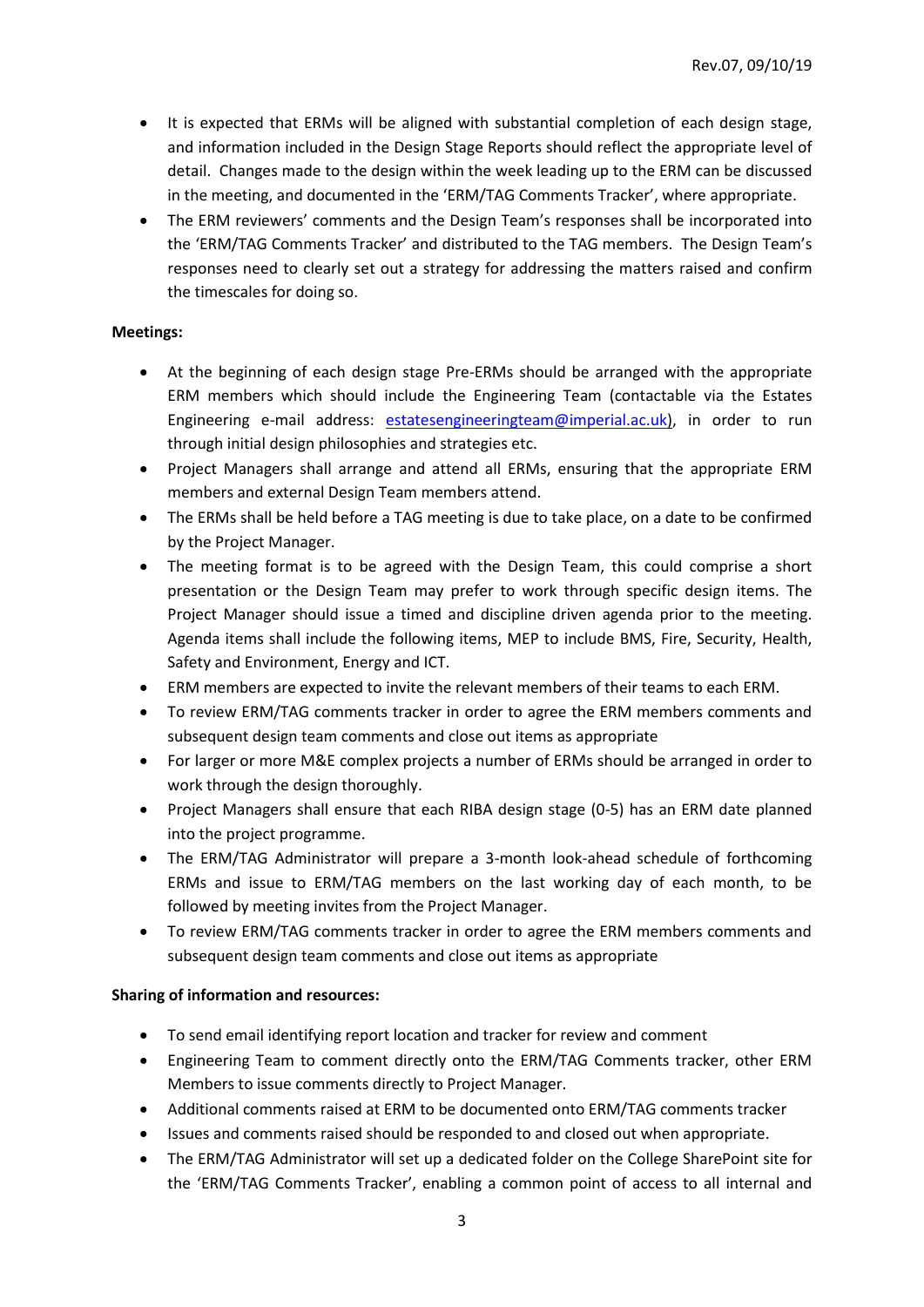- It is expected that ERMs will be aligned with substantial completion of each design stage, and information included in the Design Stage Reports should reflect the appropriate level of detail. Changes made to the design within the week leading up to the ERM can be discussed in the meeting, and documented in the 'ERM/TAG Comments Tracker', where appropriate.
- The ERM reviewers' comments and the Design Team's responses shall be incorporated into the 'ERM/TAG Comments Tracker' and distributed to the TAG members. The Design Team's responses need to clearly set out a strategy for addressing the matters raised and confirm the timescales for doing so.

**Meetings:**

- At the beginning of each design stage Pre-ERMs should be arranged with the appropriate ERM members which should include the Engineering Team (contactable via the Estates Engineering e-mail address: estatesengineeringteam@imperial.ac.uk), in order to run through initial design philosophies and strategies etc.
- Project Managers shall arrange and attend all ERMs, ensuring that the appropriate ERM members and external Design Team members attend.
- The ERMs shall be held before a TAG meeting is due to take place, on a date to be confirmed by the Project Manager.
- The meeting format is to be agreed with the Design Team, this could comprise a short presentation or the Design Team may prefer to work through specific design items. The Project Manager should issue a timed and discipline driven agenda prior to the meeting. Agenda items shall include the following items, MEP to include BMS, Fire, Security, Health, Safety and Environment, Energy and ICT.
- ERM members are expected to invite the relevant members of their teams to each ERM.
- To review ERM/TAG comments tracker in order to agree the ERM members comments and subsequent design team comments and close out items as appropriate
- For larger or more M&E complex projects a number of ERMs should be arranged in order to work through the design thoroughly.
- Project Managers shall ensure that each RIBA design stage (0-5) has an ERM date planned into the project programme.
- The ERM/TAG Administrator will prepare a 3-month look-ahead schedule of forthcoming ERMs and issue to ERM/TAG members on the last working day of each month, to be followed by meeting invites from the Project Manager.
- To review ERM/TAG comments tracker in order to agree the ERM members comments and subsequent design team comments and close out items as appropriate

**Sharing of information and resources:**

- To send email identifying report location and tracker for review and comment
- Engineering Team to comment directly onto the ERM/TAG Comments tracker, other ERM Members to issue comments directly to Project Manager.
- Additional comments raised at ERM to be documented onto ERM/TAG comments tracker
- Issues and comments raised should be responded to and closed out when appropriate.
- The ERM/TAG Administrator will set up a dedicated folder on the College SharePoint site for the 'ERM/TAG Comments Tracker', enabling a common point of access to all internal and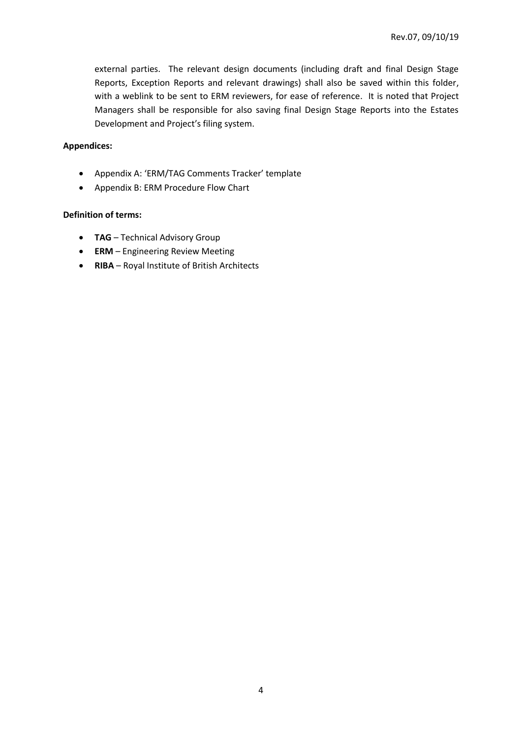external parties. The relevant design documents (including draft and final Design Stage Reports, Exception Reports and relevant drawings) shall also be saved within this folder, with a weblink to be sent to ERM reviewers, for ease of reference. It is noted that Project Managers shall be responsible for also saving final Design Stage Reports into the Estates Development and Project's filing system.

**Appendices:**

- Appendix A: 'ERM/TAG Comments Tracker' template
- Appendix B: ERM Procedure Flow Chart

**Definition of terms:**

- **TAG** – Technical Advisory Group
- **ERM** – Engineering Review Meeting
- **RIBA** – Royal Institute of British Architects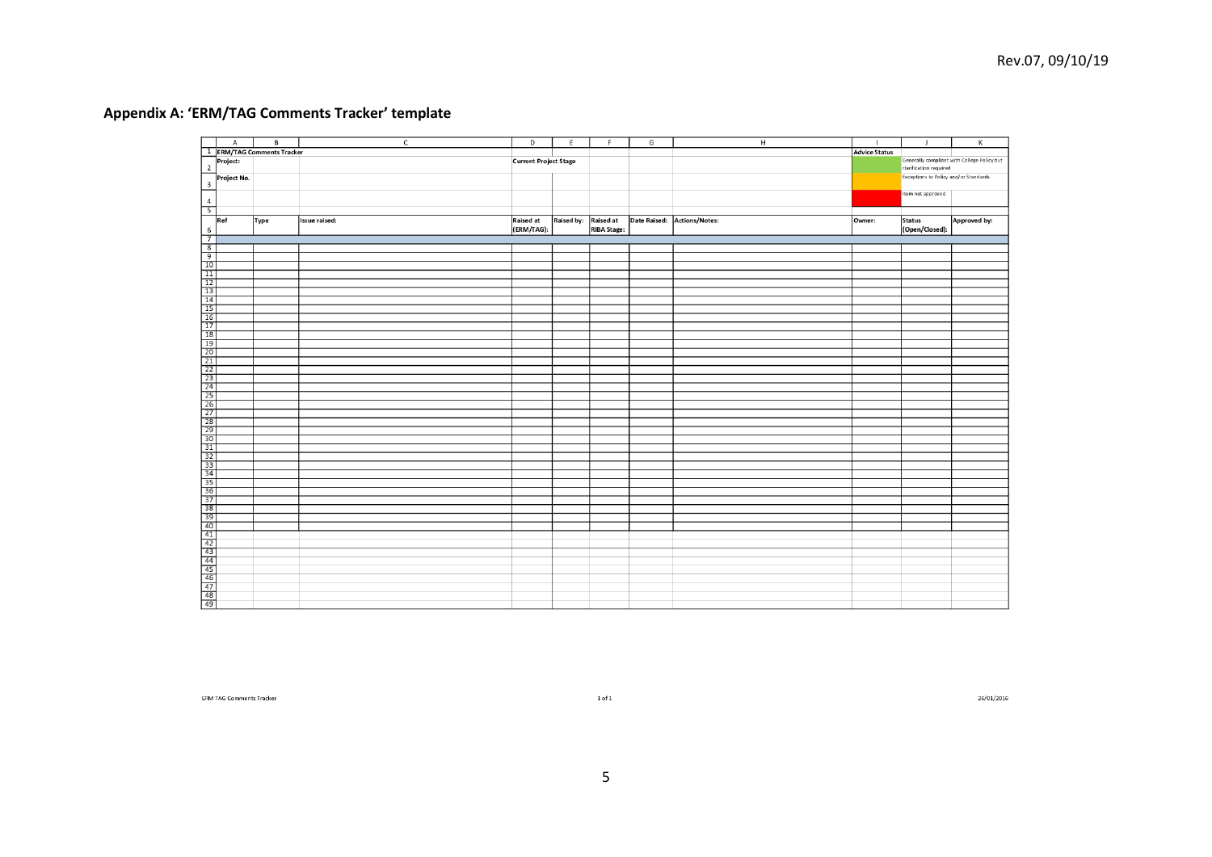## Appendix A: 'ERM/TAG Comments Tracker' template

| | A | B | C | D | E | F | G | H | I | J | K |
|---|---|---|---|---|---|---|---|---|---|---|---|
| 1 | ERM/TAG Comments Tracker | | | | | | | | Advice Status | | |
| 2 | Project: | | | Current Project Stage | | | | | (Green) | Generally compliant with College Policy but clarification required | |
| 3 | Project No. | | | | | | | | (Amber) | Exceptions to Policy and/or Standards | |
| 4 | | | | | | | | | (Red) | Item not approved | |
| 5 | | | | | | | | | | | |
| 6 | Ref | Type | Issue raised: | Raised at (ERM/TAG): | Raised by: | Raised at RIBA Stage: | Date Raised: | Actions/Notes: | Owner: | Status (Open/Closed): | Approved by: |
| 7 | | | | | | | | | | | |
| 8 | | | | | | | | | | | |
| 9 | | | | | | | | | | | |
| 10 | | | | | | | | | | | |
| 11 | | | | | | | | | | | |
| 12 | | | | | | | | | | | |
| 13 | | | | | | | | | | | |
| 14 | | | | | | | | | | | |
| 15 | | | | | | | | | | | |
| 16 | | | | | | | | | | | |
| 17 | | | | | | | | | | | |
| 18 | | | | | | | | | | | |
| 19 | | | | | | | | | | | |
| 20 | | | | | | | | | | | |
| 21 | | | | | | | | | | | |
| 22 | | | | | | | | | | | |
| 23 | | | | | | | | | | | |
| 24 | | | | | | | | | | | |
| 25 | | | | | | | | | | | |
| 26 | | | | | | | | | | | |
| 27 | | | | | | | | | | | |
| 28 | | | | | | | | | | | |
| 29 | | | | | | | | | | | |
| 30 | | | | | | | | | | | |
| 31 | | | | | | | | | | | |
| 32 | | | | | | | | | | | |
| 33 | | | | | | | | | | | |
| 34 | | | | | | | | | | | |
| 35 | | | | | | | | | | | |
| 36 | | | | | | | | | | | |
| 37 | | | | | | | | | | | |
| 38 | | | | | | | | | | | |
| 39 | | | | | | | | | | | |
| 40 | | | | | | | | | | | |
| 41 | | | | | | | | | | | |
| 42 | | | | | | | | | | | |
| 43 | | | | | | | | | | | |
| 44 | | | | | | | | | | | |
| 45 | | | | | | | | | | | |
| 46 | | | | | | | | | | | |
| 47 | | | | | | | | | | | |
| 48 | | | | | | | | | | | |
| 49 | | | | | | | | | | | |

ERM TAG Comments Tracker — 1 of 1 — 26/01/2016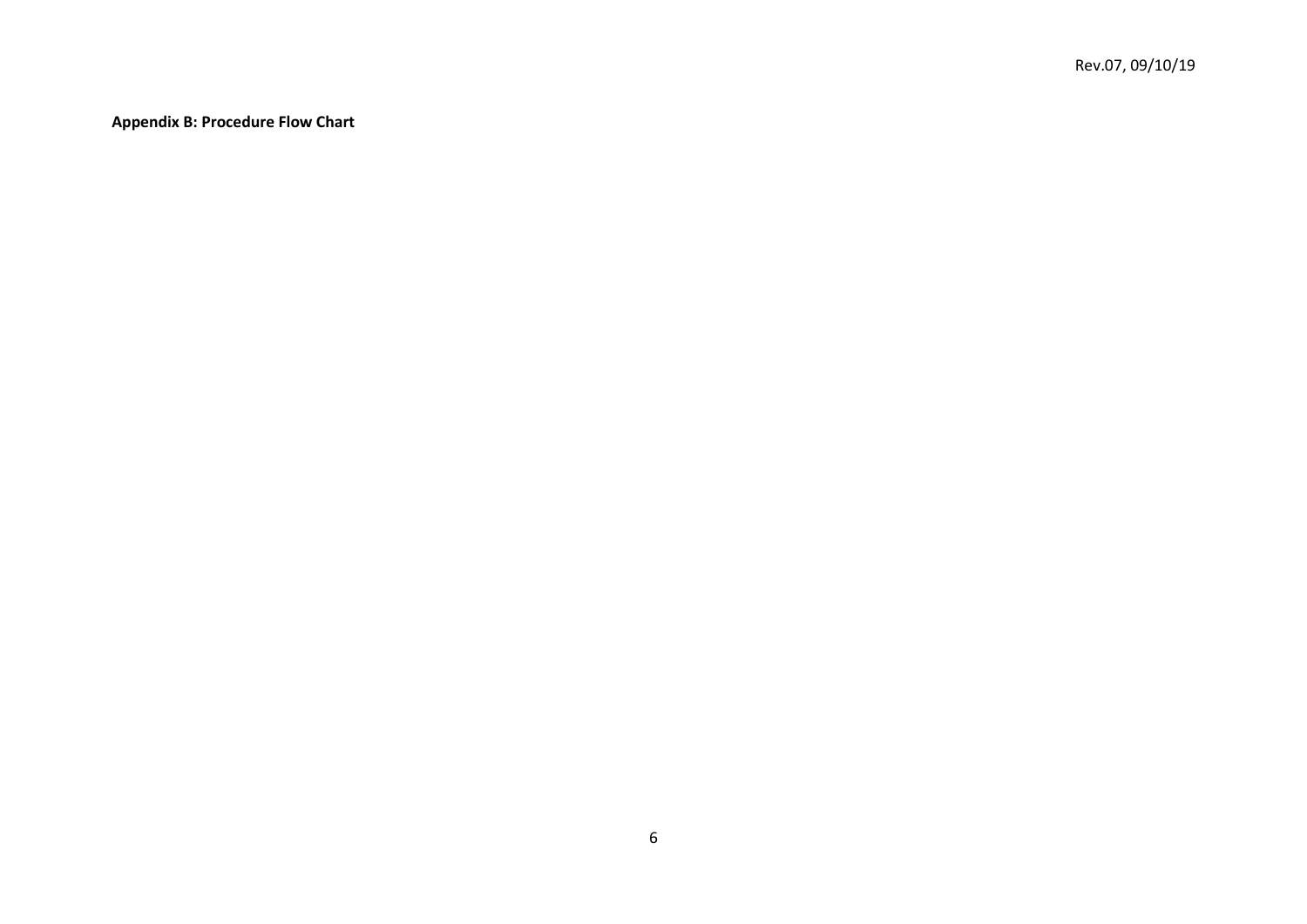**Appendix B: Procedure Flow Chart**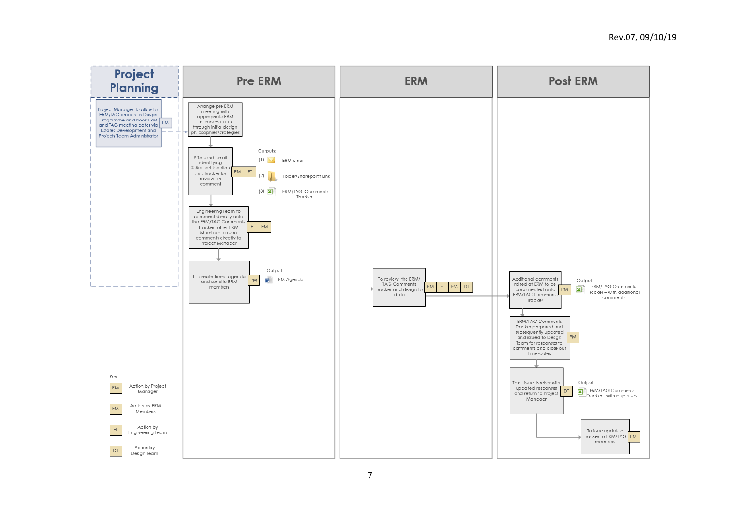Rev.07, 09/10/19

## Project Planning

Project Manager to allow for ERM/TAG process in Design Programme and book ERM and TAG meeting dates via Estates Development and Projects Team Administrator — PM

## Pre ERM

Arrange pre ERM meeting with appropriate ERM members to run through initial design philosophies/strategies

(1)To send email identifying (2)(3)report location and tracker for review an comment — PM, ET

Outputs:

(1) ERM email

(2) Folder/Sharepoint Link

(3) ERM/TAG Comments Tracker

Engineering Team to comment directly onto the ERM/TAG Comments Tracker, other ERM Members to issue comments directly to Project Manager — ET, EM

To create timed agenda and send to ERM members — PM

Output: ERM Agenda

## ERM

To review the ERM/TAG Comments Tracker and design to date — PM, ET, EM, DT

## Post ERM

Additional comments raised at ERM to be documented onto ERM/TAG Comments Tracker — PM

Output: ERM/TAG Comments Tracker – with additional comments

ERM/TAG Comments Tracker prepared and subsequently updated and issued to Design Team for responses to comments and close out timescales — PM

To re-issue tracker with updated responses and return to Project Manager — DT

Output: ERM/TAG Comments Tracker - with responses

To issue updated tracker to ERM/TAG members — PM

Key:

- PM – Action by Project Manager
- EM – Action by ERM Members
- ET – Action by Engineering Team
- DT – Action by Design Team